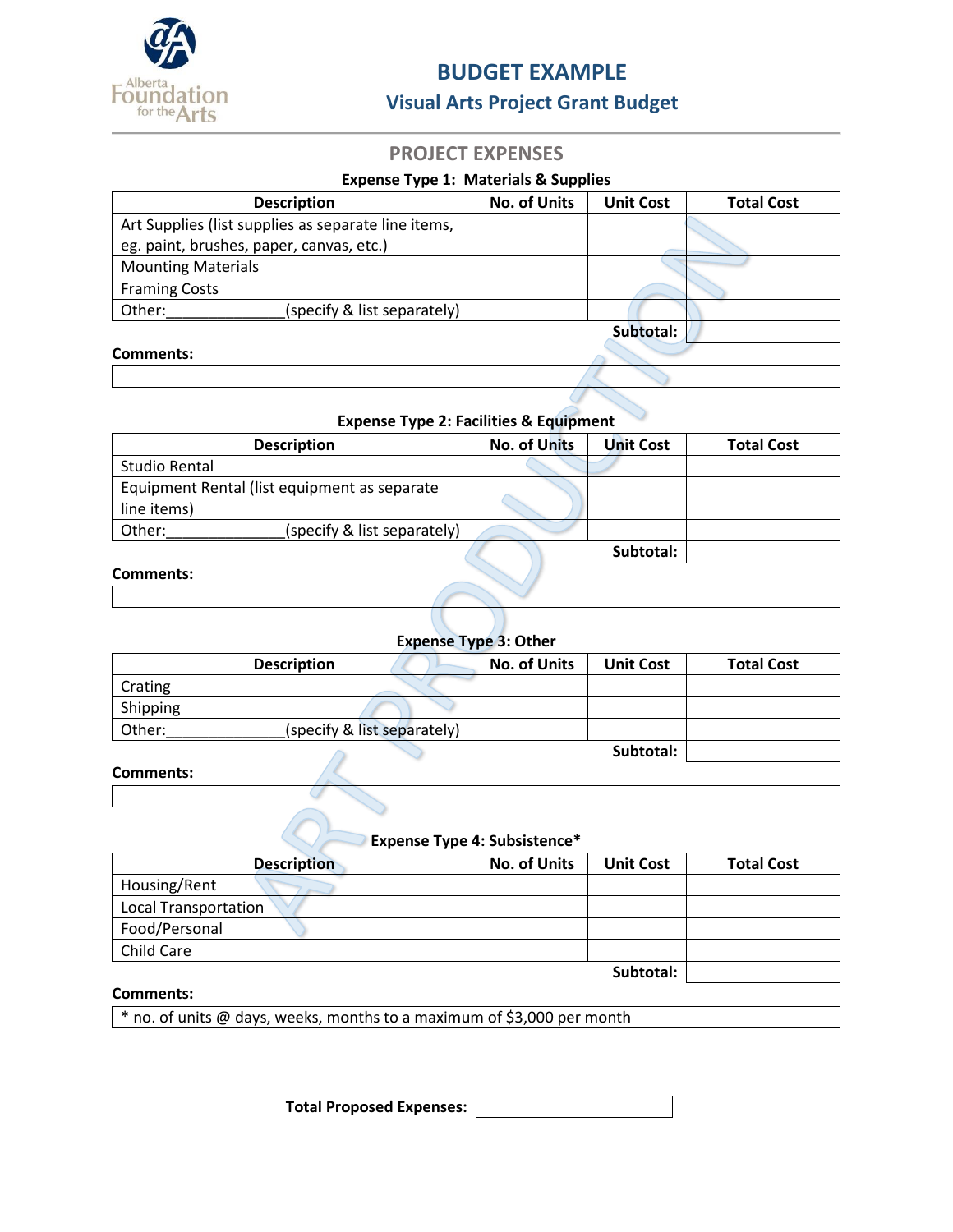# BUDGET EXAMPLE

## Visual Arts Project Grant Budget

### PROJECT EXPENSES

**Expense Type 1: Materials & Supplies**

| Description | No. of Units | Unit Cost | Total Cost |
|---|---|---|---|
| Art Supplies (list supplies as separate line items, eg. paint, brushes, paper, canvas, etc.) | | | |
| Mounting Materials | | | |
| Framing Costs | | | |
| Other:______________(specify & list separately) | | | |
| | | **Subtotal:** | |

**Comments:**

**Expense Type 2: Facilities & Equipment**

| Description | No. of Units | Unit Cost | Total Cost |
|---|---|---|---|
| Studio Rental | | | |
| Equipment Rental (list equipment as separate line items) | | | |
| Other:______________(specify & list separately) | | | |
| | | **Subtotal:** | |

**Comments:**

**Expense Type 3: Other**

| Description | No. of Units | Unit Cost | Total Cost |
|---|---|---|---|
| Crating | | | |
| Shipping | | | |
| Other:______________(specify & list separately) | | | |
| | | **Subtotal:** | |

**Comments:**

**Expense Type 4: Subsistence***

| Description | No. of Units | Unit Cost | Total Cost |
|---|---|---|---|
| Housing/Rent | | | |
| Local Transportation | | | |
| Food/Personal | | | |
| Child Care | | | |
| | | **Subtotal:** | |

**Comments:**

* no. of units @ days, weeks, months to a maximum of $3,000 per month

**Total Proposed Expenses:**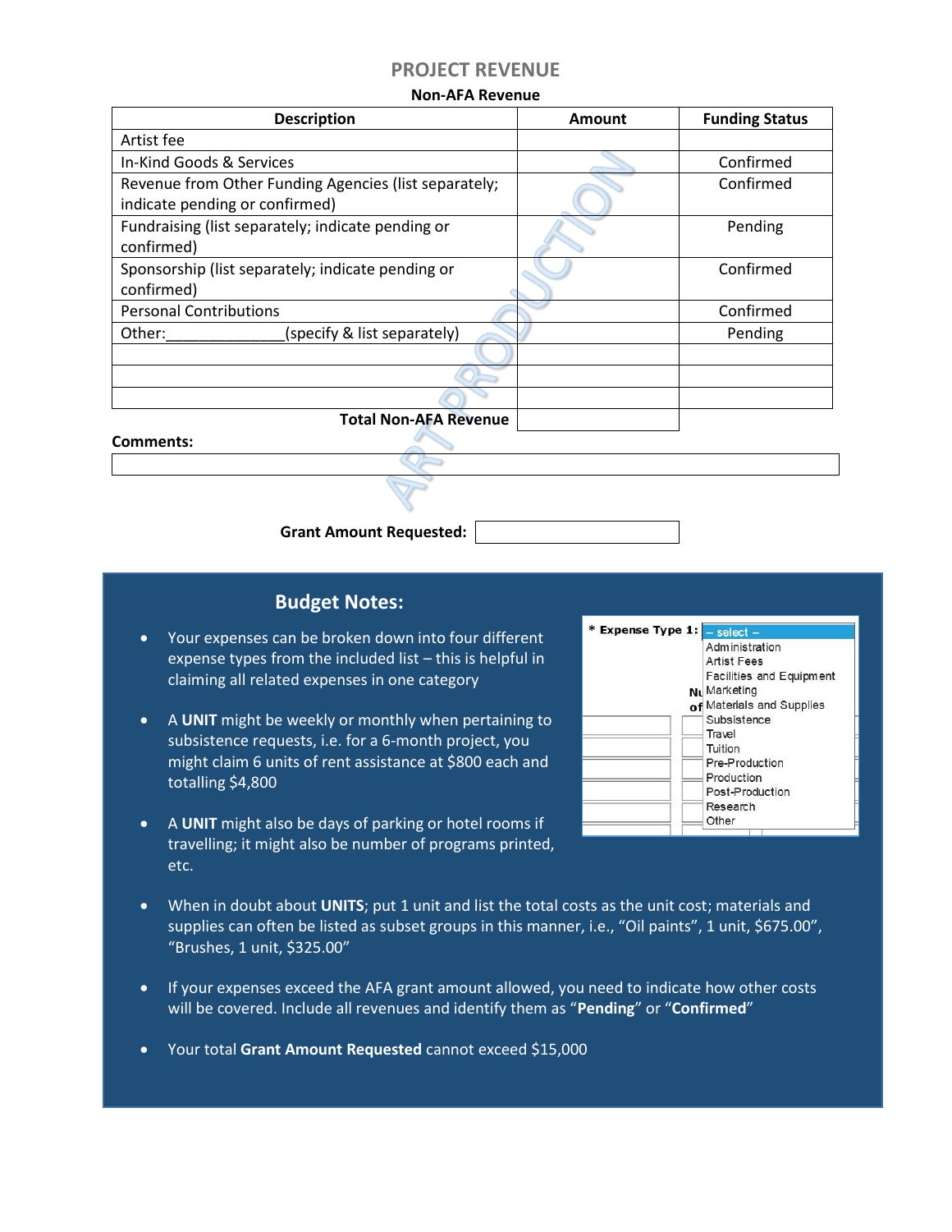## PROJECT REVENUE

### Non-AFA Revenue

| Description | Amount | Funding Status |
|---|---|---|
| Artist fee | | |
| In-Kind Goods & Services | | Confirmed |
| Revenue from Other Funding Agencies (list separately; indicate pending or confirmed) | | Confirmed |
| Fundraising (list separately; indicate pending or confirmed) | | Pending |
| Sponsorship (list separately; indicate pending or confirmed) | | Confirmed |
| Personal Contributions | | Confirmed |
| Other:______________(specify & list separately) | | Pending |
| | | |
| | | |
| | | |
| **Total Non-AFA Revenue** | | |

**Comments:**

**Grant Amount Requested:**

## Budget Notes:

- Your expenses can be broken down into four different expense types from the included list – this is helpful in claiming all related expenses in one category

- A **UNIT** might be weekly or monthly when pertaining to subsistence requests, i.e. for a 6-month project, you might claim 6 units of rent assistance at $800 each and totalling $4,800

- A **UNIT** might also be days of parking or hotel rooms if travelling; it might also be number of programs printed, etc.

* Expense Type 1: – select –
Administration
Artist Fees
Facilities and Equipment
Marketing
Materials and Supplies
Subsistence
Travel
Tuition
Pre-Production
Production
Post-Production
Research
Other

- When in doubt about **UNITS**; put 1 unit and list the total costs as the unit cost; materials and supplies can often be listed as subset groups in this manner, i.e., "Oil paints", 1 unit, $675.00", "Brushes, 1 unit, $325.00"

- If your expenses exceed the AFA grant amount allowed, you need to indicate how other costs will be covered. Include all revenues and identify them as "**Pending**" or "**Confirmed**"

- Your total **Grant Amount Requested** cannot exceed $15,000